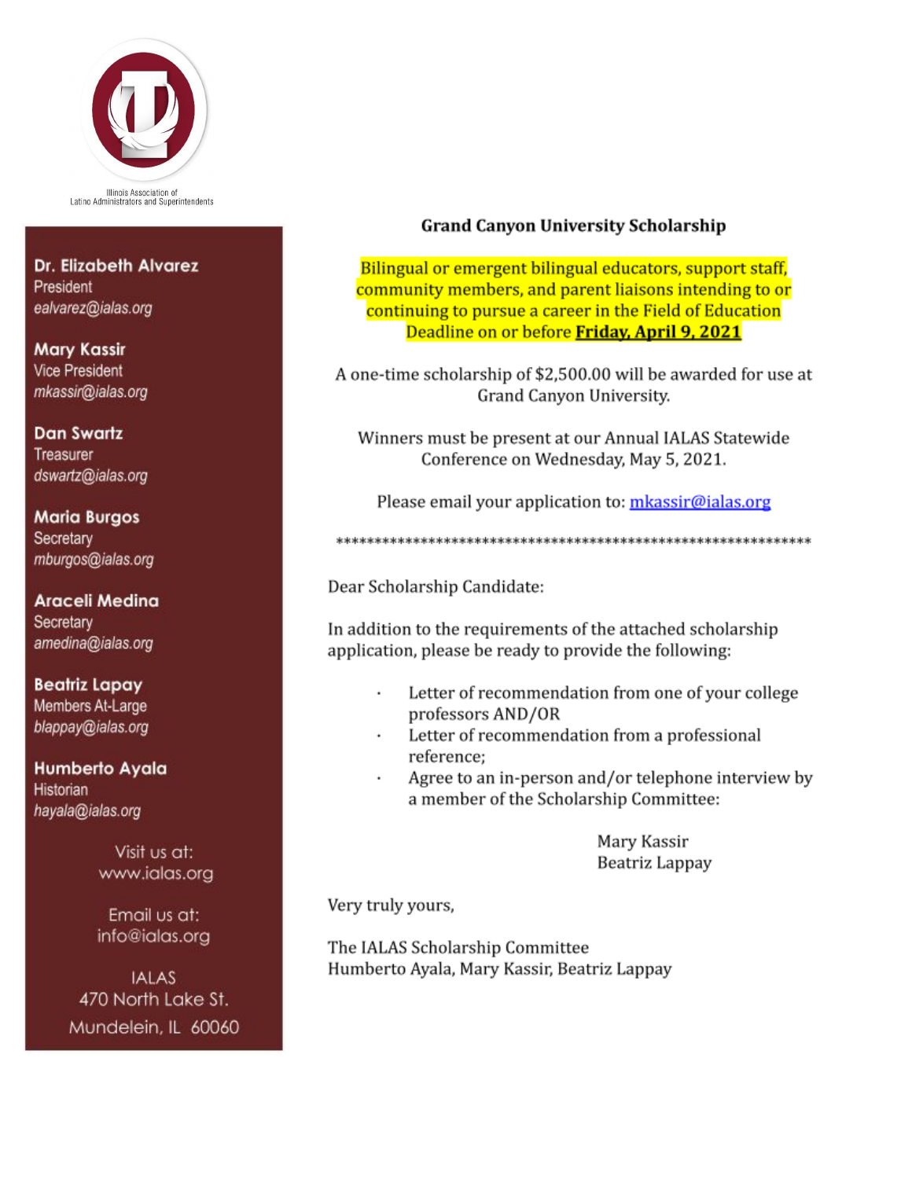Illinois Association of Latino Administrators and Superintendents

**Dr. Elizabeth Alvarez**
President
*ealvarez@ialas.org*

**Mary Kassir**
Vice President
*mkassir@ialas.org*

**Dan Swartz**
Treasurer
*dswartz@ialas.org*

**Maria Burgos**
Secretary
*mburgos@ialas.org*

**Araceli Medina**
Secretary
*amedina@ialas.org*

**Beatriz Lapay**
Members At-Large
*blappay@ialas.org*

**Humberto Ayala**
Historian
*hayala@ialas.org*

Visit us at:
www.ialas.org

Email us at:
info@ialas.org

IALAS
470 North Lake St.
Mundelein, IL 60060

## Grand Canyon University Scholarship

Bilingual or emergent bilingual educators, support staff, community members, and parent liaisons intending to or continuing to pursue a career in the Field of Education
Deadline on or before **Friday, April 9, 2021**

A one-time scholarship of $2,500.00 will be awarded for use at Grand Canyon University.

Winners must be present at our Annual IALAS Statewide Conference on Wednesday, May 5, 2021.

Please email your application to: mkassir@ialas.org

**************************************************************

Dear Scholarship Candidate:

In addition to the requirements of the attached scholarship application, please be ready to provide the following:

- Letter of recommendation from one of your college professors AND/OR
- Letter of recommendation from a professional reference;
- Agree to an in-person and/or telephone interview by a member of the Scholarship Committee:

Mary Kassir
Beatriz Lappay

Very truly yours,

The IALAS Scholarship Committee
Humberto Ayala, Mary Kassir, Beatriz Lappay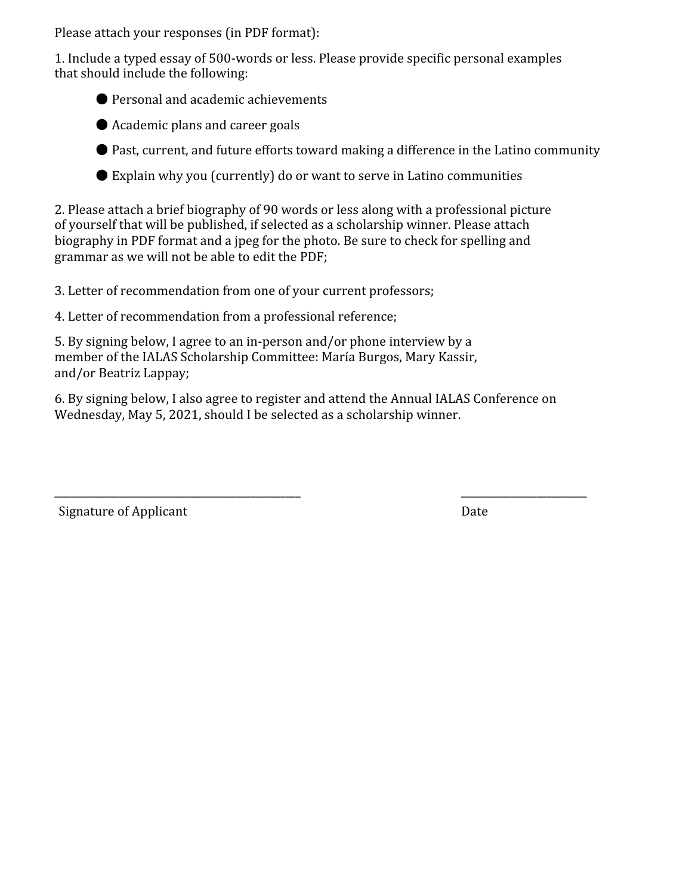Please attach your responses (in PDF format):

1. Include a typed essay of 500-words or less. Please provide specific personal examples that should include the following:

   - Personal and academic achievements
   - Academic plans and career goals
   - Past, current, and future efforts toward making a difference in the Latino community
   - Explain why you (currently) do or want to serve in Latino communities

2. Please attach a brief biography of 90 words or less along with a professional picture of yourself that will be published, if selected as a scholarship winner. Please attach biography in PDF format and a jpeg for the photo. Be sure to check for spelling and grammar as we will not be able to edit the PDF;

3. Letter of recommendation from one of your current professors;

4. Letter of recommendation from a professional reference;

5. By signing below, I agree to an in-person and/or phone interview by a member of the IALAS Scholarship Committee: María Burgos, Mary Kassir, and/or Beatriz Lappay;

6. By signing below, I also agree to register and attend the Annual IALAS Conference on Wednesday, May 5, 2021, should I be selected as a scholarship winner.

\_\_\_\_\_\_\_\_\_\_\_\_\_\_\_\_\_\_\_\_\_\_\_\_\_\_\_\_\_\_\_\_\_\_\_\_\_\_\_\_ \_\_\_\_\_\_\_\_\_\_\_\_\_\_\_\_\_\_\_\_\_\_

Signature of Applicant Date